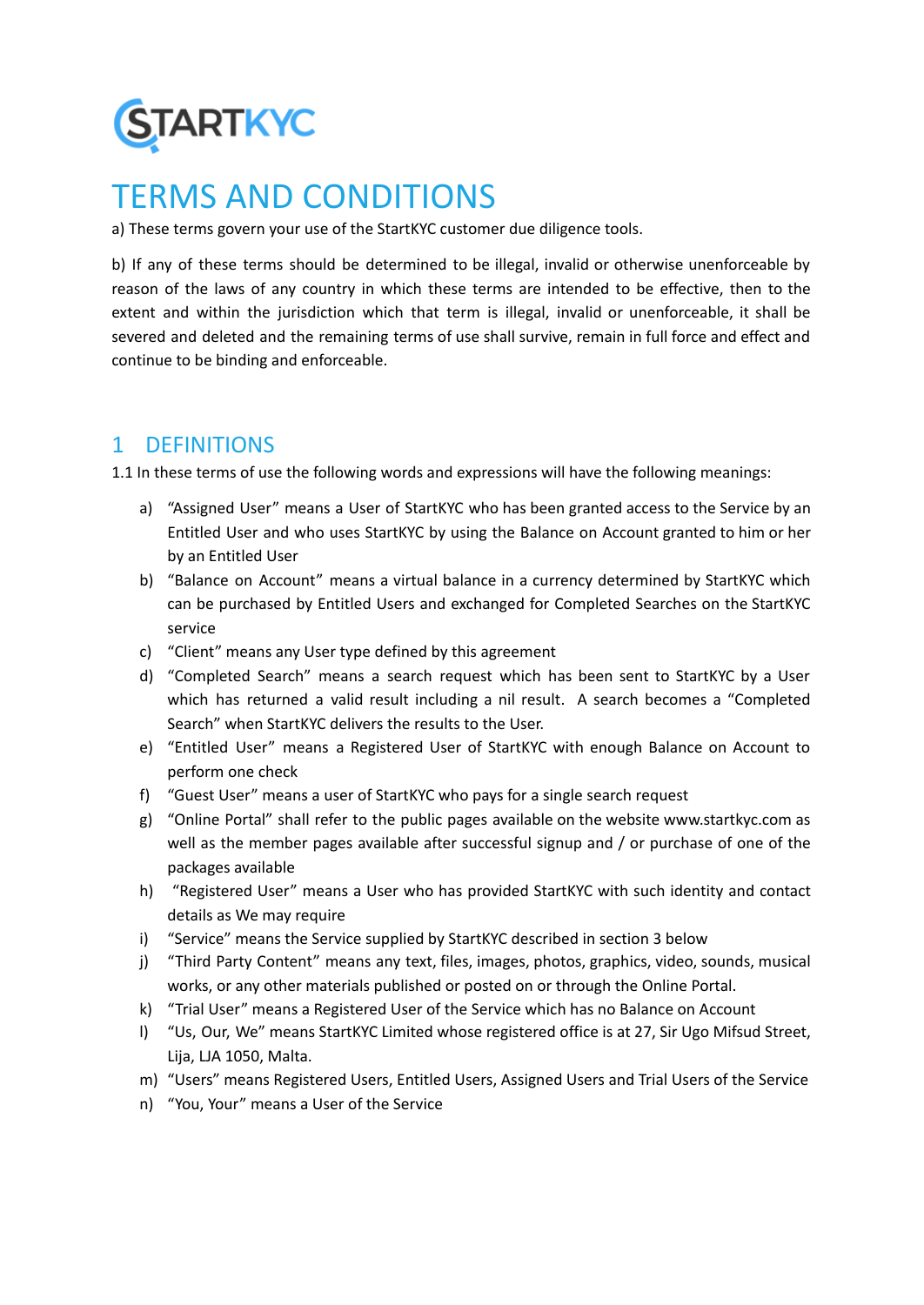STARTKYC

# TERMS AND CONDITIONS

a) These terms govern your use of the StartKYC customer due diligence tools.

b) If any of these terms should be determined to be illegal, invalid or otherwise unenforceable by reason of the laws of any country in which these terms are intended to be effective, then to the extent and within the jurisdiction which that term is illegal, invalid or unenforceable, it shall be severed and deleted and the remaining terms of use shall survive, remain in full force and effect and continue to be binding and enforceable.

## 1 DEFINITIONS

1.1 In these terms of use the following words and expressions will have the following meanings:

a) "Assigned User" means a User of StartKYC who has been granted access to the Service by an Entitled User and who uses StartKYC by using the Balance on Account granted to him or her by an Entitled User

b) "Balance on Account" means a virtual balance in a currency determined by StartKYC which can be purchased by Entitled Users and exchanged for Completed Searches on the StartKYC service

c) "Client" means any User type defined by this agreement

d) "Completed Search" means a search request which has been sent to StartKYC by a User which has returned a valid result including a nil result. A search becomes a "Completed Search" when StartKYC delivers the results to the User.

e) "Entitled User" means a Registered User of StartKYC with enough Balance on Account to perform one check

f) "Guest User" means a user of StartKYC who pays for a single search request

g) "Online Portal" shall refer to the public pages available on the website www.startkyc.com as well as the member pages available after successful signup and / or purchase of one of the packages available

h) "Registered User" means a User who has provided StartKYC with such identity and contact details as We may require

i) "Service" means the Service supplied by StartKYC described in section 3 below

j) "Third Party Content" means any text, files, images, photos, graphics, video, sounds, musical works, or any other materials published or posted on or through the Online Portal.

k) "Trial User" means a Registered User of the Service which has no Balance on Account

l) "Us, Our, We" means StartKYC Limited whose registered office is at 27, Sir Ugo Mifsud Street, Lija, LJA 1050, Malta.

m) "Users" means Registered Users, Entitled Users, Assigned Users and Trial Users of the Service

n) "You, Your" means a User of the Service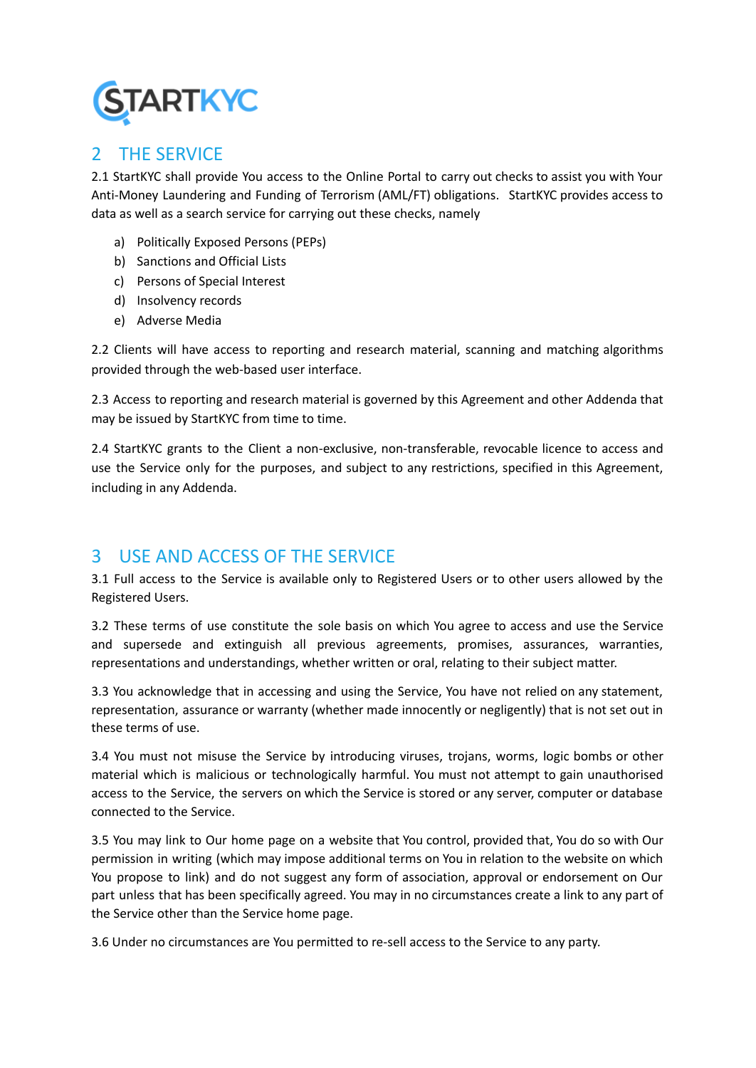## 2 THE SERVICE

2.1 StartKYC shall provide You access to the Online Portal to carry out checks to assist you with Your Anti-Money Laundering and Funding of Terrorism (AML/FT) obligations. StartKYC provides access to data as well as a search service for carrying out these checks, namely

a) Politically Exposed Persons (PEPs)
b) Sanctions and Official Lists
c) Persons of Special Interest
d) Insolvency records
e) Adverse Media

2.2 Clients will have access to reporting and research material, scanning and matching algorithms provided through the web-based user interface.

2.3 Access to reporting and research material is governed by this Agreement and other Addenda that may be issued by StartKYC from time to time.

2.4 StartKYC grants to the Client a non-exclusive, non-transferable, revocable licence to access and use the Service only for the purposes, and subject to any restrictions, specified in this Agreement, including in any Addenda.

## 3 USE AND ACCESS OF THE SERVICE

3.1 Full access to the Service is available only to Registered Users or to other users allowed by the Registered Users.

3.2 These terms of use constitute the sole basis on which You agree to access and use the Service and supersede and extinguish all previous agreements, promises, assurances, warranties, representations and understandings, whether written or oral, relating to their subject matter.

3.3 You acknowledge that in accessing and using the Service, You have not relied on any statement, representation, assurance or warranty (whether made innocently or negligently) that is not set out in these terms of use.

3.4 You must not misuse the Service by introducing viruses, trojans, worms, logic bombs or other material which is malicious or technologically harmful. You must not attempt to gain unauthorised access to the Service, the servers on which the Service is stored or any server, computer or database connected to the Service.

3.5 You may link to Our home page on a website that You control, provided that, You do so with Our permission in writing (which may impose additional terms on You in relation to the website on which You propose to link) and do not suggest any form of association, approval or endorsement on Our part unless that has been specifically agreed. You may in no circumstances create a link to any part of the Service other than the Service home page.

3.6 Under no circumstances are You permitted to re-sell access to the Service to any party.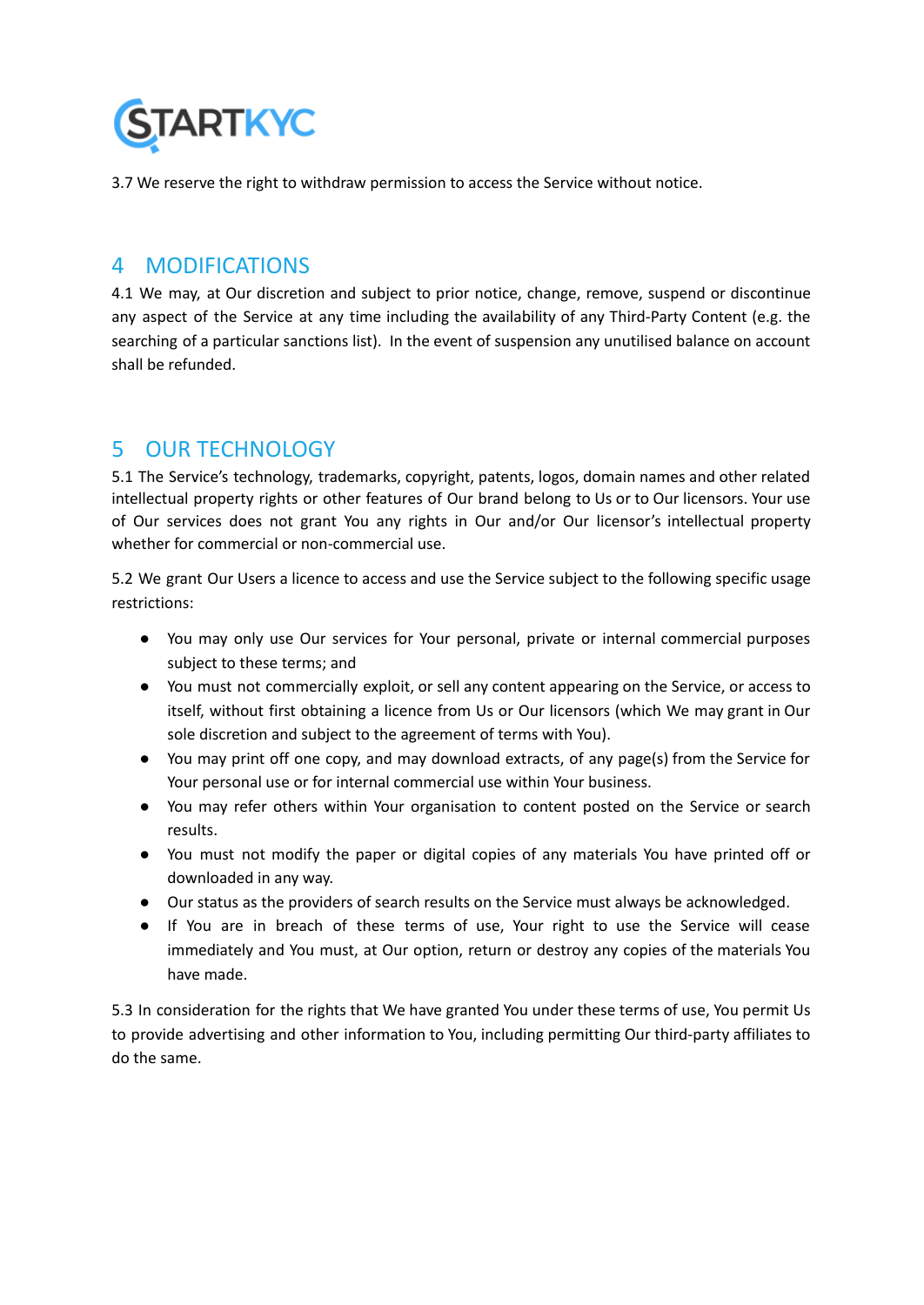3.7 We reserve the right to withdraw permission to access the Service without notice.

## 4 MODIFICATIONS

4.1 We may, at Our discretion and subject to prior notice, change, remove, suspend or discontinue any aspect of the Service at any time including the availability of any Third-Party Content (e.g. the searching of a particular sanctions list). In the event of suspension any unutilised balance on account shall be refunded.

## 5 OUR TECHNOLOGY

5.1 The Service's technology, trademarks, copyright, patents, logos, domain names and other related intellectual property rights or other features of Our brand belong to Us or to Our licensors. Your use of Our services does not grant You any rights in Our and/or Our licensor's intellectual property whether for commercial or non-commercial use.

5.2 We grant Our Users a licence to access and use the Service subject to the following specific usage restrictions:

- You may only use Our services for Your personal, private or internal commercial purposes subject to these terms; and
- You must not commercially exploit, or sell any content appearing on the Service, or access to itself, without first obtaining a licence from Us or Our licensors (which We may grant in Our sole discretion and subject to the agreement of terms with You).
- You may print off one copy, and may download extracts, of any page(s) from the Service for Your personal use or for internal commercial use within Your business.
- You may refer others within Your organisation to content posted on the Service or search results.
- You must not modify the paper or digital copies of any materials You have printed off or downloaded in any way.
- Our status as the providers of search results on the Service must always be acknowledged.
- If You are in breach of these terms of use, Your right to use the Service will cease immediately and You must, at Our option, return or destroy any copies of the materials You have made.

5.3 In consideration for the rights that We have granted You under these terms of use, You permit Us to provide advertising and other information to You, including permitting Our third-party affiliates to do the same.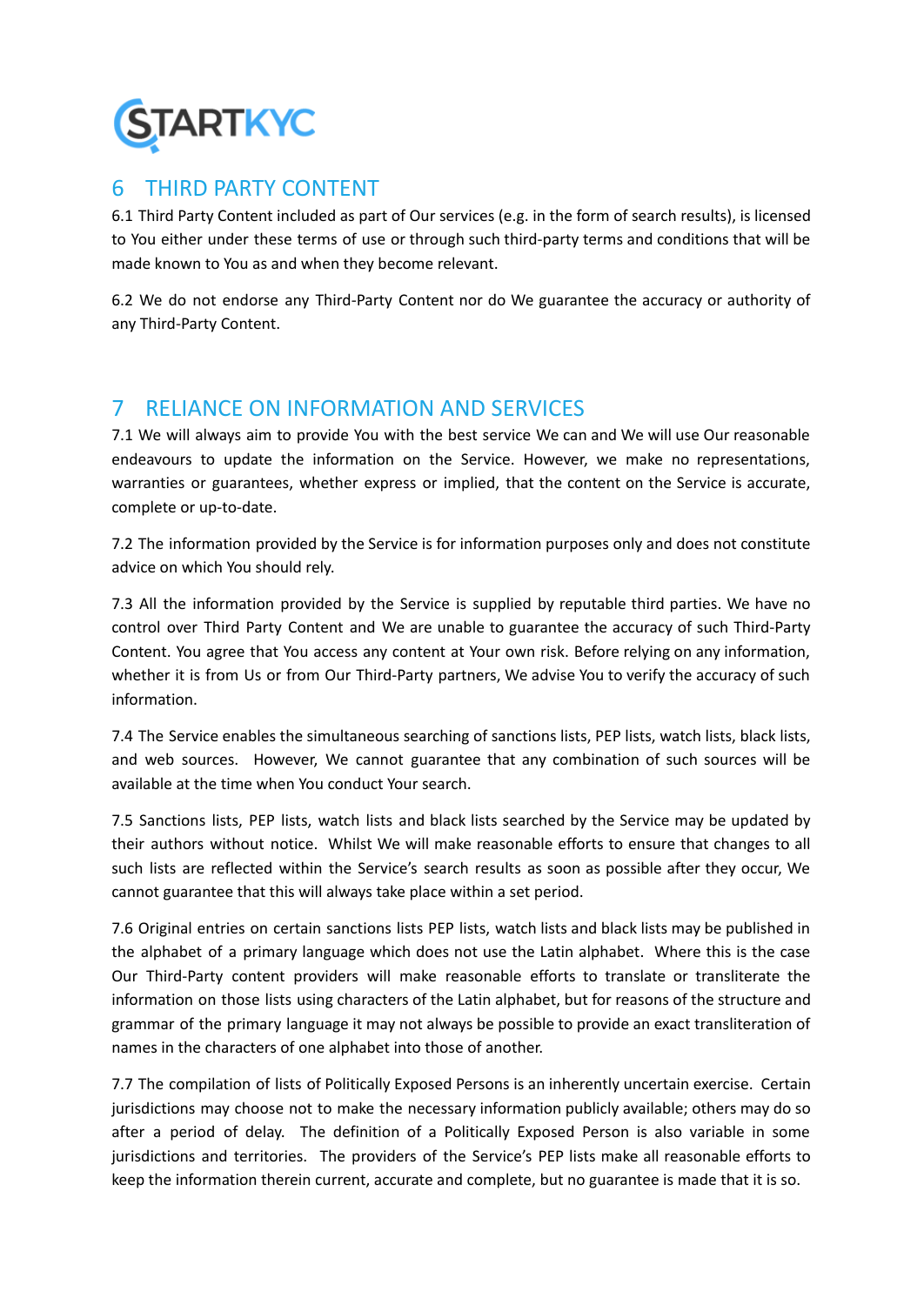## 6 THIRD PARTY CONTENT

6.1 Third Party Content included as part of Our services (e.g. in the form of search results), is licensed to You either under these terms of use or through such third-party terms and conditions that will be made known to You as and when they become relevant.

6.2 We do not endorse any Third-Party Content nor do We guarantee the accuracy or authority of any Third-Party Content.

## 7 RELIANCE ON INFORMATION AND SERVICES

7.1 We will always aim to provide You with the best service We can and We will use Our reasonable endeavours to update the information on the Service. However, we make no representations, warranties or guarantees, whether express or implied, that the content on the Service is accurate, complete or up-to-date.

7.2 The information provided by the Service is for information purposes only and does not constitute advice on which You should rely.

7.3 All the information provided by the Service is supplied by reputable third parties. We have no control over Third Party Content and We are unable to guarantee the accuracy of such Third-Party Content. You agree that You access any content at Your own risk. Before relying on any information, whether it is from Us or from Our Third-Party partners, We advise You to verify the accuracy of such information.

7.4 The Service enables the simultaneous searching of sanctions lists, PEP lists, watch lists, black lists, and web sources. However, We cannot guarantee that any combination of such sources will be available at the time when You conduct Your search.

7.5 Sanctions lists, PEP lists, watch lists and black lists searched by the Service may be updated by their authors without notice. Whilst We will make reasonable efforts to ensure that changes to all such lists are reflected within the Service's search results as soon as possible after they occur, We cannot guarantee that this will always take place within a set period.

7.6 Original entries on certain sanctions lists PEP lists, watch lists and black lists may be published in the alphabet of a primary language which does not use the Latin alphabet. Where this is the case Our Third-Party content providers will make reasonable efforts to translate or transliterate the information on those lists using characters of the Latin alphabet, but for reasons of the structure and grammar of the primary language it may not always be possible to provide an exact transliteration of names in the characters of one alphabet into those of another.

7.7 The compilation of lists of Politically Exposed Persons is an inherently uncertain exercise. Certain jurisdictions may choose not to make the necessary information publicly available; others may do so after a period of delay. The definition of a Politically Exposed Person is also variable in some jurisdictions and territories. The providers of the Service's PEP lists make all reasonable efforts to keep the information therein current, accurate and complete, but no guarantee is made that it is so.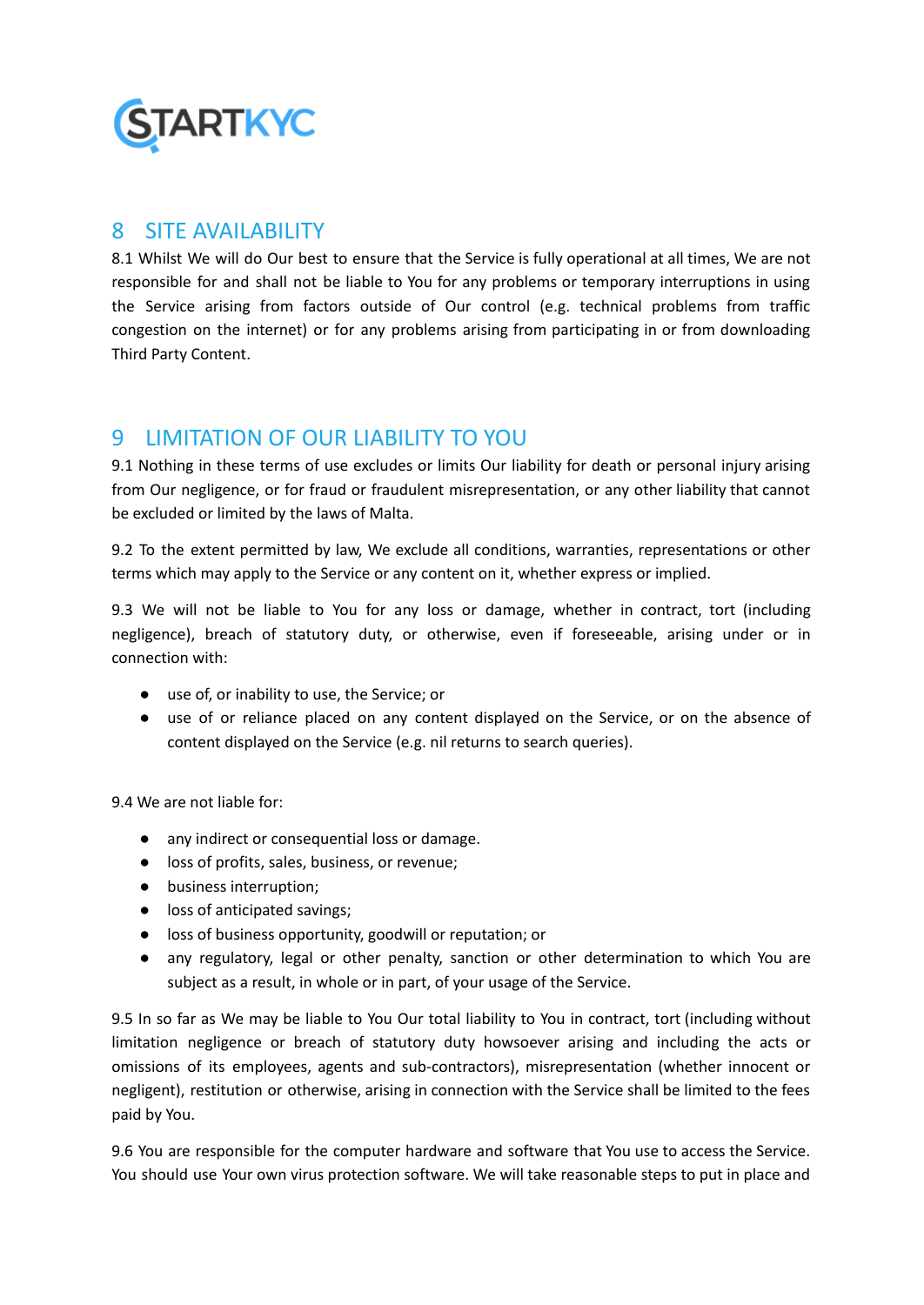## 8 SITE AVAILABILITY

8.1 Whilst We will do Our best to ensure that the Service is fully operational at all times, We are not responsible for and shall not be liable to You for any problems or temporary interruptions in using the Service arising from factors outside of Our control (e.g. technical problems from traffic congestion on the internet) or for any problems arising from participating in or from downloading Third Party Content.

## 9 LIMITATION OF OUR LIABILITY TO YOU

9.1 Nothing in these terms of use excludes or limits Our liability for death or personal injury arising from Our negligence, or for fraud or fraudulent misrepresentation, or any other liability that cannot be excluded or limited by the laws of Malta.

9.2 To the extent permitted by law, We exclude all conditions, warranties, representations or other terms which may apply to the Service or any content on it, whether express or implied.

9.3 We will not be liable to You for any loss or damage, whether in contract, tort (including negligence), breach of statutory duty, or otherwise, even if foreseeable, arising under or in connection with:

- use of, or inability to use, the Service; or
- use of or reliance placed on any content displayed on the Service, or on the absence of content displayed on the Service (e.g. nil returns to search queries).

9.4 We are not liable for:

- any indirect or consequential loss or damage.
- loss of profits, sales, business, or revenue;
- business interruption;
- loss of anticipated savings;
- loss of business opportunity, goodwill or reputation; or
- any regulatory, legal or other penalty, sanction or other determination to which You are subject as a result, in whole or in part, of your usage of the Service.

9.5 In so far as We may be liable to You Our total liability to You in contract, tort (including without limitation negligence or breach of statutory duty howsoever arising and including the acts or omissions of its employees, agents and sub-contractors), misrepresentation (whether innocent or negligent), restitution or otherwise, arising in connection with the Service shall be limited to the fees paid by You.

9.6 You are responsible for the computer hardware and software that You use to access the Service. You should use Your own virus protection software. We will take reasonable steps to put in place and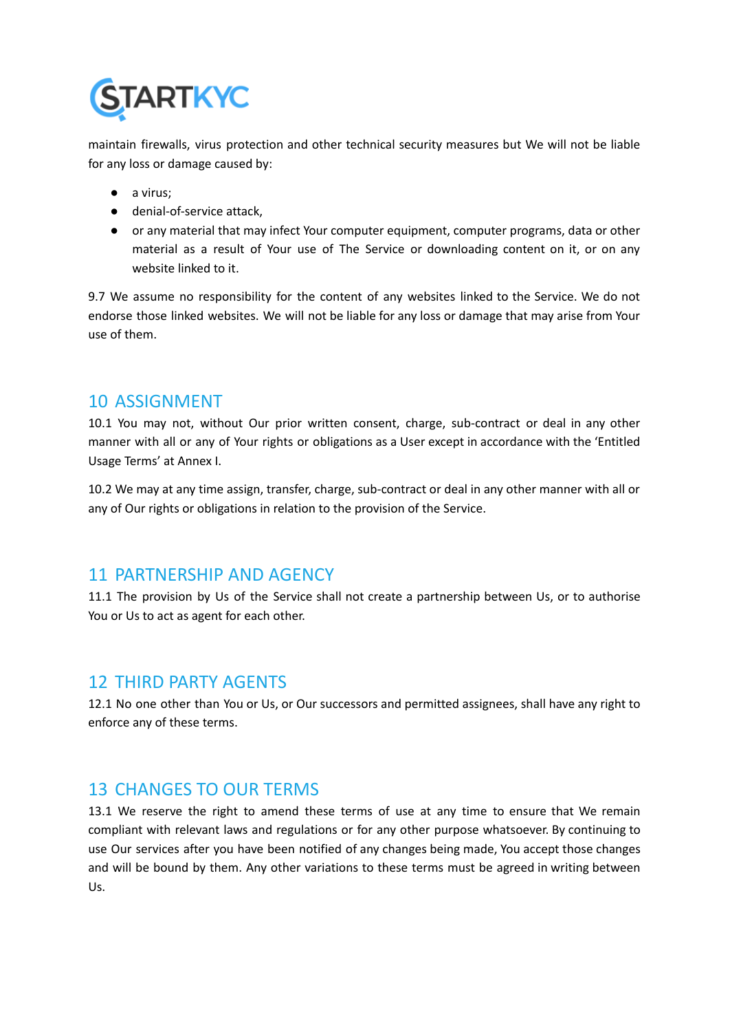maintain firewalls, virus protection and other technical security measures but We will not be liable for any loss or damage caused by:

- a virus;
- denial-of-service attack,
- or any material that may infect Your computer equipment, computer programs, data or other material as a result of Your use of The Service or downloading content on it, or on any website linked to it.

9.7 We assume no responsibility for the content of any websites linked to the Service. We do not endorse those linked websites. We will not be liable for any loss or damage that may arise from Your use of them.

## 10 ASSIGNMENT

10.1 You may not, without Our prior written consent, charge, sub-contract or deal in any other manner with all or any of Your rights or obligations as a User except in accordance with the 'Entitled Usage Terms' at Annex I.

10.2 We may at any time assign, transfer, charge, sub-contract or deal in any other manner with all or any of Our rights or obligations in relation to the provision of the Service.

## 11 PARTNERSHIP AND AGENCY

11.1 The provision by Us of the Service shall not create a partnership between Us, or to authorise You or Us to act as agent for each other.

## 12 THIRD PARTY AGENTS

12.1 No one other than You or Us, or Our successors and permitted assignees, shall have any right to enforce any of these terms.

## 13 CHANGES TO OUR TERMS

13.1 We reserve the right to amend these terms of use at any time to ensure that We remain compliant with relevant laws and regulations or for any other purpose whatsoever. By continuing to use Our services after you have been notified of any changes being made, You accept those changes and will be bound by them. Any other variations to these terms must be agreed in writing between Us.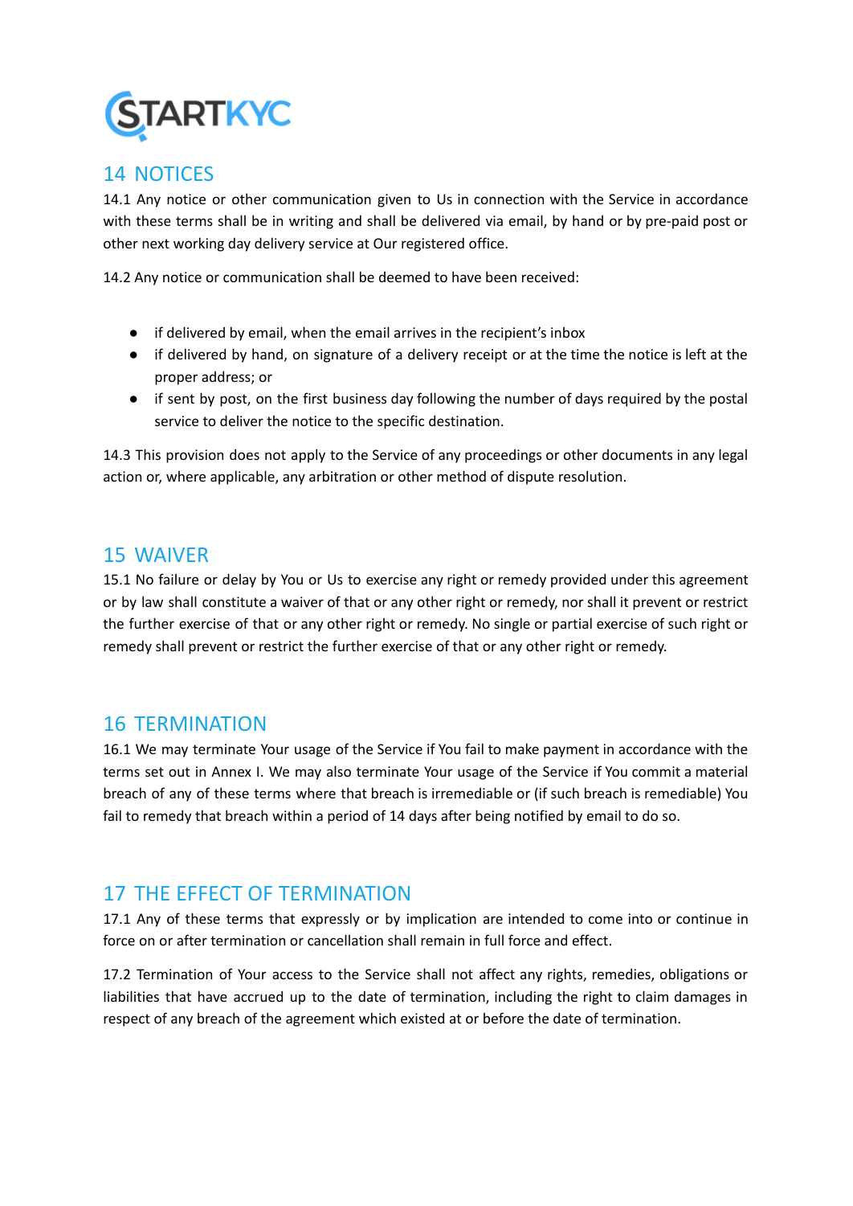## 14 NOTICES

14.1 Any notice or other communication given to Us in connection with the Service in accordance with these terms shall be in writing and shall be delivered via email, by hand or by pre-paid post or other next working day delivery service at Our registered office.

14.2 Any notice or communication shall be deemed to have been received:

- if delivered by email, when the email arrives in the recipient's inbox
- if delivered by hand, on signature of a delivery receipt or at the time the notice is left at the proper address; or
- if sent by post, on the first business day following the number of days required by the postal service to deliver the notice to the specific destination.

14.3 This provision does not apply to the Service of any proceedings or other documents in any legal action or, where applicable, any arbitration or other method of dispute resolution.

## 15 WAIVER

15.1 No failure or delay by You or Us to exercise any right or remedy provided under this agreement or by law shall constitute a waiver of that or any other right or remedy, nor shall it prevent or restrict the further exercise of that or any other right or remedy. No single or partial exercise of such right or remedy shall prevent or restrict the further exercise of that or any other right or remedy.

## 16 TERMINATION

16.1 We may terminate Your usage of the Service if You fail to make payment in accordance with the terms set out in Annex I. We may also terminate Your usage of the Service if You commit a material breach of any of these terms where that breach is irremediable or (if such breach is remediable) You fail to remedy that breach within a period of 14 days after being notified by email to do so.

## 17 THE EFFECT OF TERMINATION

17.1 Any of these terms that expressly or by implication are intended to come into or continue in force on or after termination or cancellation shall remain in full force and effect.

17.2 Termination of Your access to the Service shall not affect any rights, remedies, obligations or liabilities that have accrued up to the date of termination, including the right to claim damages in respect of any breach of the agreement which existed at or before the date of termination.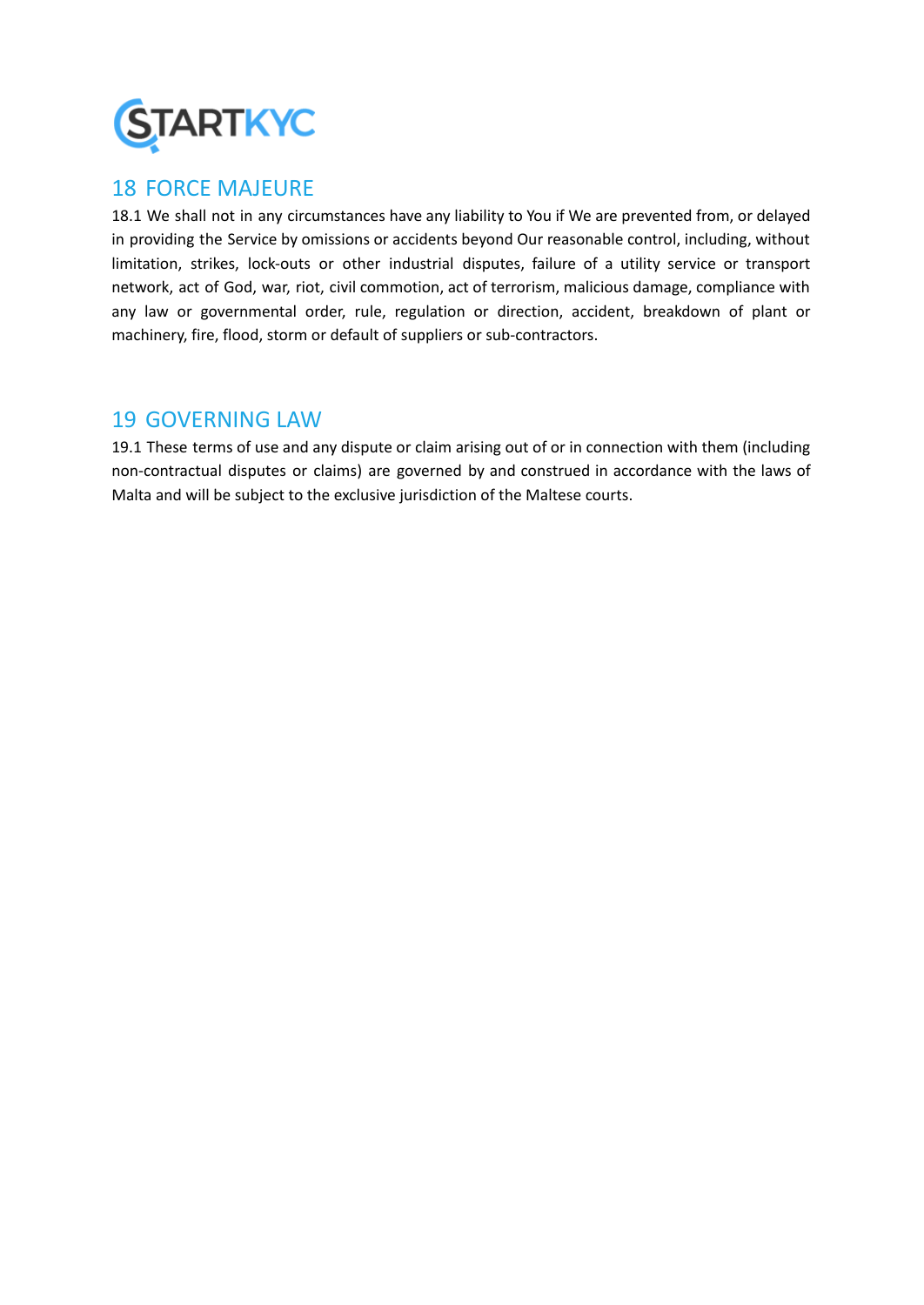## 18 FORCE MAJEURE

18.1 We shall not in any circumstances have any liability to You if We are prevented from, or delayed in providing the Service by omissions or accidents beyond Our reasonable control, including, without limitation, strikes, lock-outs or other industrial disputes, failure of a utility service or transport network, act of God, war, riot, civil commotion, act of terrorism, malicious damage, compliance with any law or governmental order, rule, regulation or direction, accident, breakdown of plant or machinery, fire, flood, storm or default of suppliers or sub-contractors.

## 19 GOVERNING LAW

19.1 These terms of use and any dispute or claim arising out of or in connection with them (including non-contractual disputes or claims) are governed by and construed in accordance with the laws of Malta and will be subject to the exclusive jurisdiction of the Maltese courts.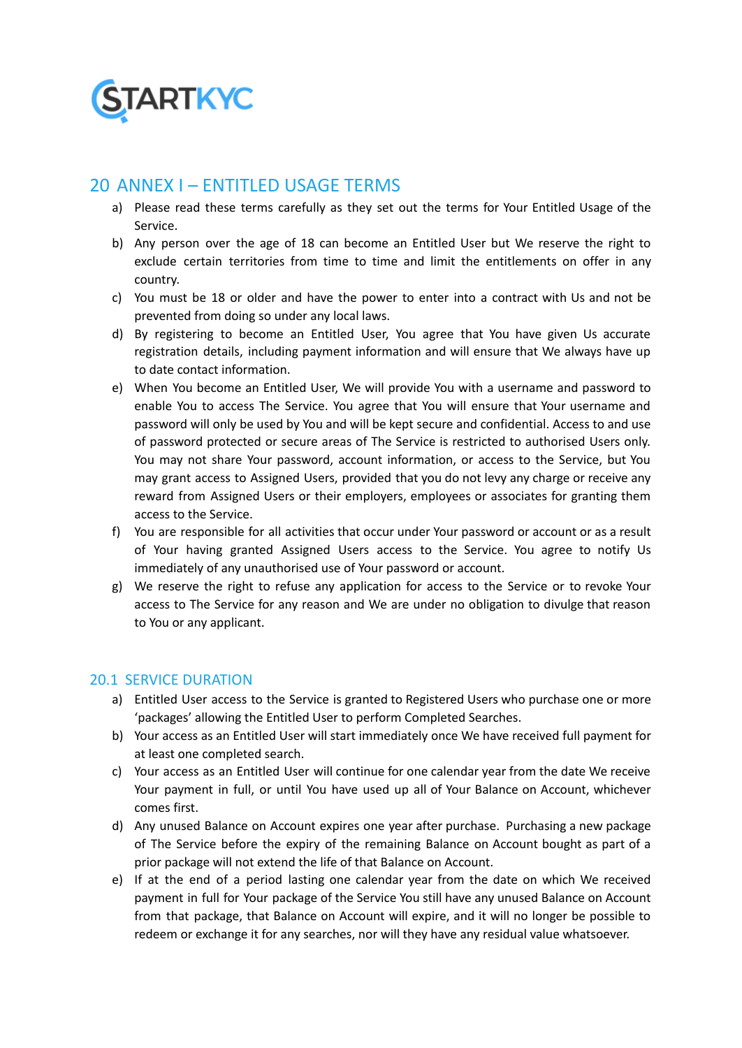## 20 ANNEX I – ENTITLED USAGE TERMS

a) Please read these terms carefully as they set out the terms for Your Entitled Usage of the Service.

b) Any person over the age of 18 can become an Entitled User but We reserve the right to exclude certain territories from time to time and limit the entitlements on offer in any country.

c) You must be 18 or older and have the power to enter into a contract with Us and not be prevented from doing so under any local laws.

d) By registering to become an Entitled User, You agree that You have given Us accurate registration details, including payment information and will ensure that We always have up to date contact information.

e) When You become an Entitled User, We will provide You with a username and password to enable You to access The Service. You agree that You will ensure that Your username and password will only be used by You and will be kept secure and confidential. Access to and use of password protected or secure areas of The Service is restricted to authorised Users only. You may not share Your password, account information, or access to the Service, but You may grant access to Assigned Users, provided that you do not levy any charge or receive any reward from Assigned Users or their employers, employees or associates for granting them access to the Service.

f) You are responsible for all activities that occur under Your password or account or as a result of Your having granted Assigned Users access to the Service. You agree to notify Us immediately of any unauthorised use of Your password or account.

g) We reserve the right to refuse any application for access to the Service or to revoke Your access to The Service for any reason and We are under no obligation to divulge that reason to You or any applicant.

### 20.1 SERVICE DURATION

a) Entitled User access to the Service is granted to Registered Users who purchase one or more 'packages' allowing the Entitled User to perform Completed Searches.

b) Your access as an Entitled User will start immediately once We have received full payment for at least one completed search.

c) Your access as an Entitled User will continue for one calendar year from the date We receive Your payment in full, or until You have used up all of Your Balance on Account, whichever comes first.

d) Any unused Balance on Account expires one year after purchase. Purchasing a new package of The Service before the expiry of the remaining Balance on Account bought as part of a prior package will not extend the life of that Balance on Account.

e) If at the end of a period lasting one calendar year from the date on which We received payment in full for Your package of the Service You still have any unused Balance on Account from that package, that Balance on Account will expire, and it will no longer be possible to redeem or exchange it for any searches, nor will they have any residual value whatsoever.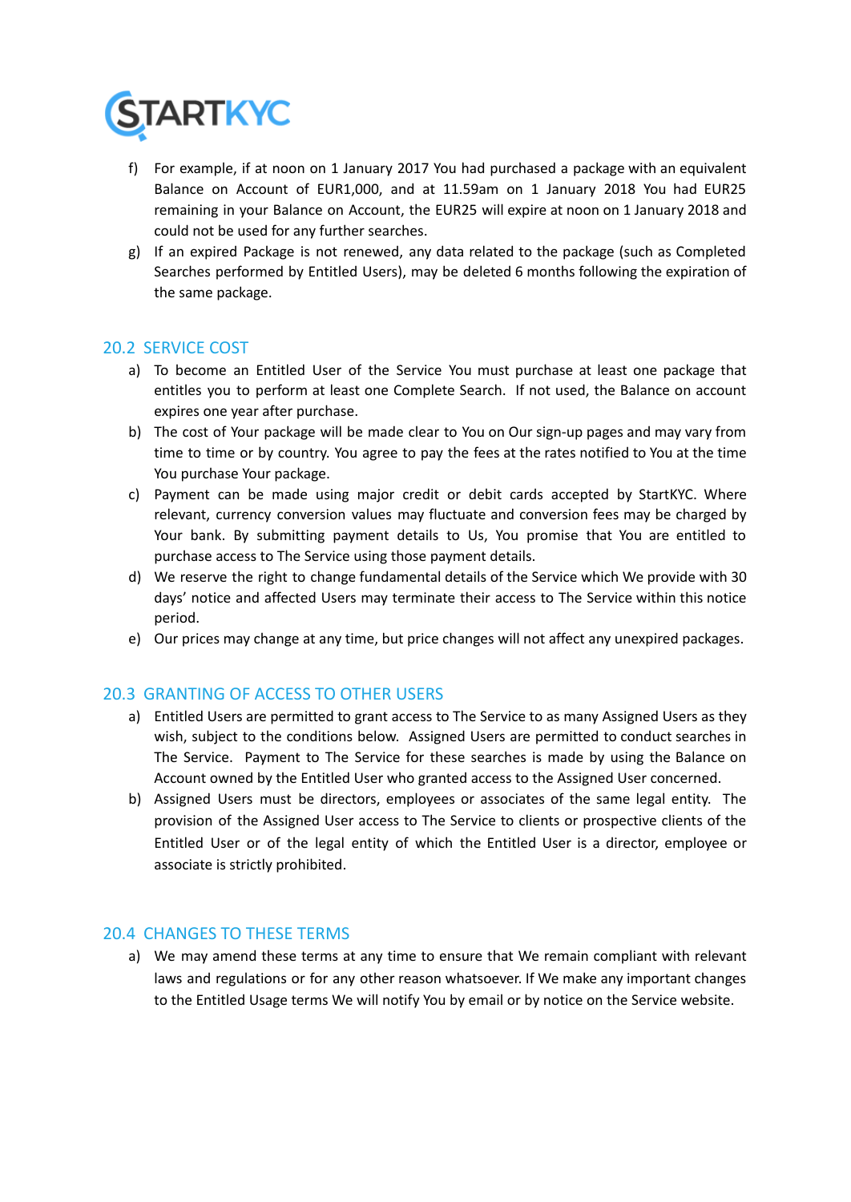f) For example, if at noon on 1 January 2017 You had purchased a package with an equivalent Balance on Account of EUR1,000, and at 11.59am on 1 January 2018 You had EUR25 remaining in your Balance on Account, the EUR25 will expire at noon on 1 January 2018 and could not be used for any further searches.

g) If an expired Package is not renewed, any data related to the package (such as Completed Searches performed by Entitled Users), may be deleted 6 months following the expiration of the same package.

## 20.2 SERVICE COST

a) To become an Entitled User of the Service You must purchase at least one package that entitles you to perform at least one Complete Search. If not used, the Balance on account expires one year after purchase.

b) The cost of Your package will be made clear to You on Our sign-up pages and may vary from time to time or by country. You agree to pay the fees at the rates notified to You at the time You purchase Your package.

c) Payment can be made using major credit or debit cards accepted by StartKYC. Where relevant, currency conversion values may fluctuate and conversion fees may be charged by Your bank. By submitting payment details to Us, You promise that You are entitled to purchase access to The Service using those payment details.

d) We reserve the right to change fundamental details of the Service which We provide with 30 days' notice and affected Users may terminate their access to The Service within this notice period.

e) Our prices may change at any time, but price changes will not affect any unexpired packages.

## 20.3 GRANTING OF ACCESS TO OTHER USERS

a) Entitled Users are permitted to grant access to The Service to as many Assigned Users as they wish, subject to the conditions below. Assigned Users are permitted to conduct searches in The Service. Payment to The Service for these searches is made by using the Balance on Account owned by the Entitled User who granted access to the Assigned User concerned.

b) Assigned Users must be directors, employees or associates of the same legal entity. The provision of the Assigned User access to The Service to clients or prospective clients of the Entitled User or of the legal entity of which the Entitled User is a director, employee or associate is strictly prohibited.

## 20.4 CHANGES TO THESE TERMS

a) We may amend these terms at any time to ensure that We remain compliant with relevant laws and regulations or for any other reason whatsoever. If We make any important changes to the Entitled Usage terms We will notify You by email or by notice on the Service website.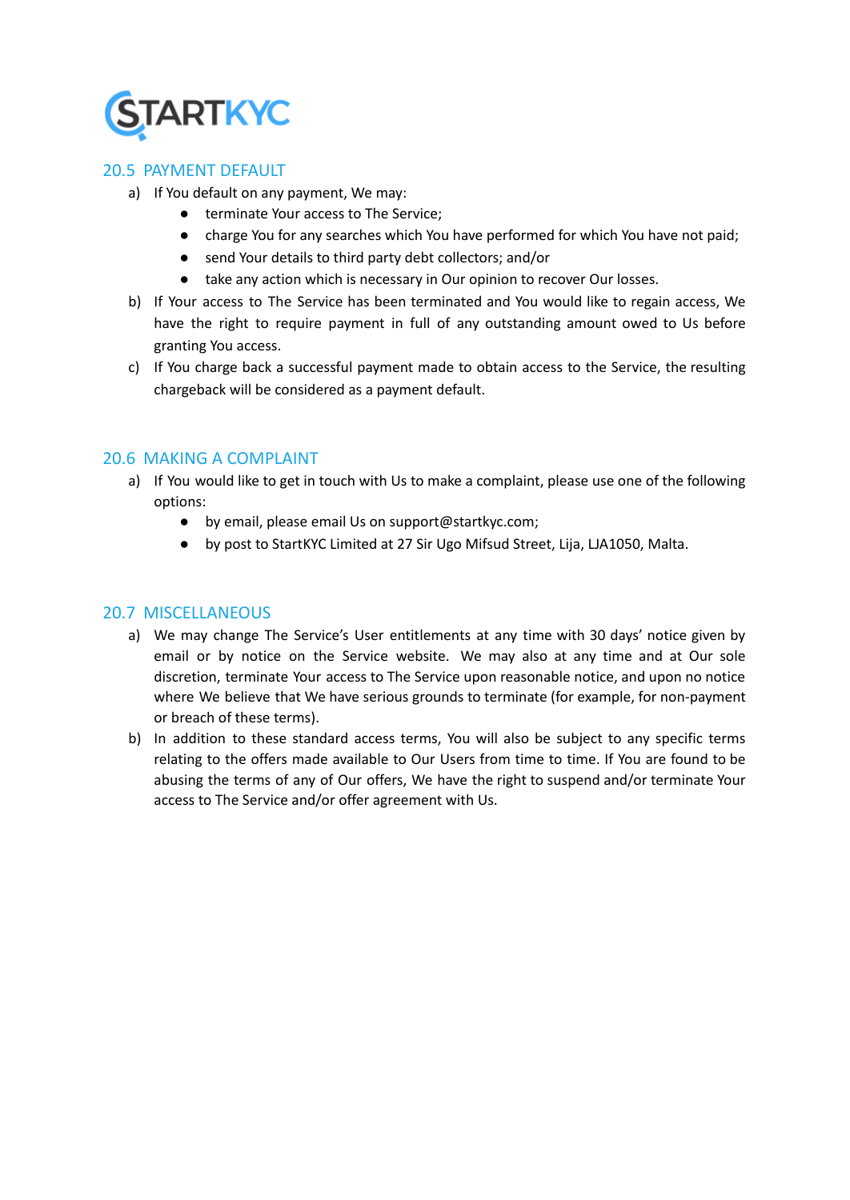## 20.5 PAYMENT DEFAULT

a) If You default on any payment, We may:
   - terminate Your access to The Service;
   - charge You for any searches which You have performed for which You have not paid;
   - send Your details to third party debt collectors; and/or
   - take any action which is necessary in Our opinion to recover Our losses.

b) If Your access to The Service has been terminated and You would like to regain access, We have the right to require payment in full of any outstanding amount owed to Us before granting You access.

c) If You charge back a successful payment made to obtain access to the Service, the resulting chargeback will be considered as a payment default.

## 20.6 MAKING A COMPLAINT

a) If You would like to get in touch with Us to make a complaint, please use one of the following options:
   - by email, please email Us on support@startkyc.com;
   - by post to StartKYC Limited at 27 Sir Ugo Mifsud Street, Lija, LJA1050, Malta.

## 20.7 MISCELLANEOUS

a) We may change The Service's User entitlements at any time with 30 days' notice given by email or by notice on the Service website. We may also at any time and at Our sole discretion, terminate Your access to The Service upon reasonable notice, and upon no notice where We believe that We have serious grounds to terminate (for example, for non-payment or breach of these terms).

b) In addition to these standard access terms, You will also be subject to any specific terms relating to the offers made available to Our Users from time to time. If You are found to be abusing the terms of any of Our offers, We have the right to suspend and/or terminate Your access to The Service and/or offer agreement with Us.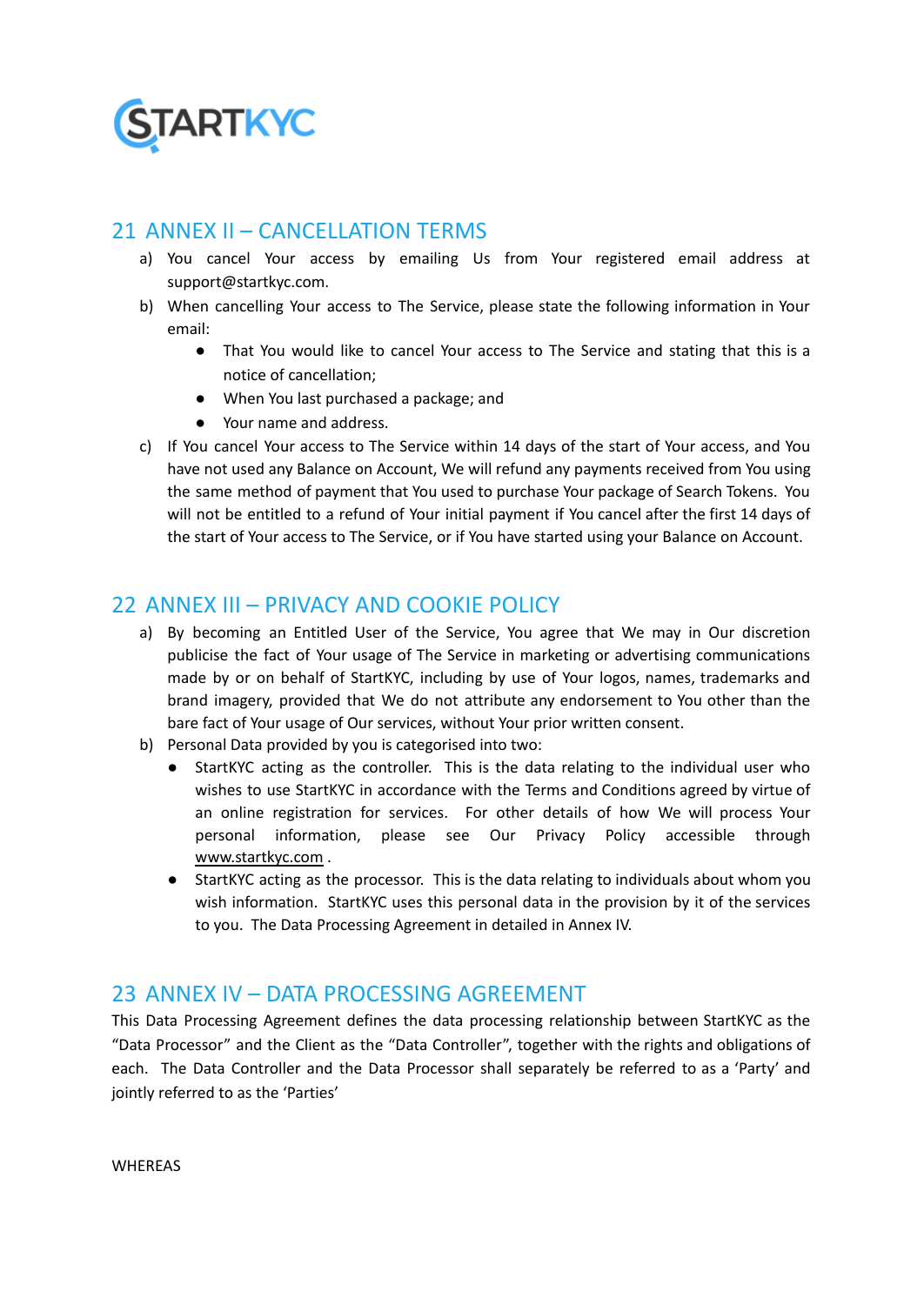## 21 ANNEX II – CANCELLATION TERMS

a) You cancel Your access by emailing Us from Your registered email address at support@startkyc.com.

b) When cancelling Your access to The Service, please state the following information in Your email:
   - That You would like to cancel Your access to The Service and stating that this is a notice of cancellation;
   - When You last purchased a package; and
   - Your name and address.

c) If You cancel Your access to The Service within 14 days of the start of Your access, and You have not used any Balance on Account, We will refund any payments received from You using the same method of payment that You used to purchase Your package of Search Tokens. You will not be entitled to a refund of Your initial payment if You cancel after the first 14 days of the start of Your access to The Service, or if You have started using your Balance on Account.

## 22 ANNEX III – PRIVACY AND COOKIE POLICY

a) By becoming an Entitled User of the Service, You agree that We may in Our discretion publicise the fact of Your usage of The Service in marketing or advertising communications made by or on behalf of StartKYC, including by use of Your logos, names, trademarks and brand imagery, provided that We do not attribute any endorsement to You other than the bare fact of Your usage of Our services, without Your prior written consent.

b) Personal Data provided by you is categorised into two:
   - StartKYC acting as the controller. This is the data relating to the individual user who wishes to use StartKYC in accordance with the Terms and Conditions agreed by virtue of an online registration for services. For other details of how We will process Your personal information, please see Our Privacy Policy accessible through www.startkyc.com .
   - StartKYC acting as the processor. This is the data relating to individuals about whom you wish information. StartKYC uses this personal data in the provision by it of the services to you. The Data Processing Agreement in detailed in Annex IV.

## 23 ANNEX IV – DATA PROCESSING AGREEMENT

This Data Processing Agreement defines the data processing relationship between StartKYC as the “Data Processor” and the Client as the “Data Controller”, together with the rights and obligations of each. The Data Controller and the Data Processor shall separately be referred to as a ‘Party’ and jointly referred to as the ‘Parties’

WHEREAS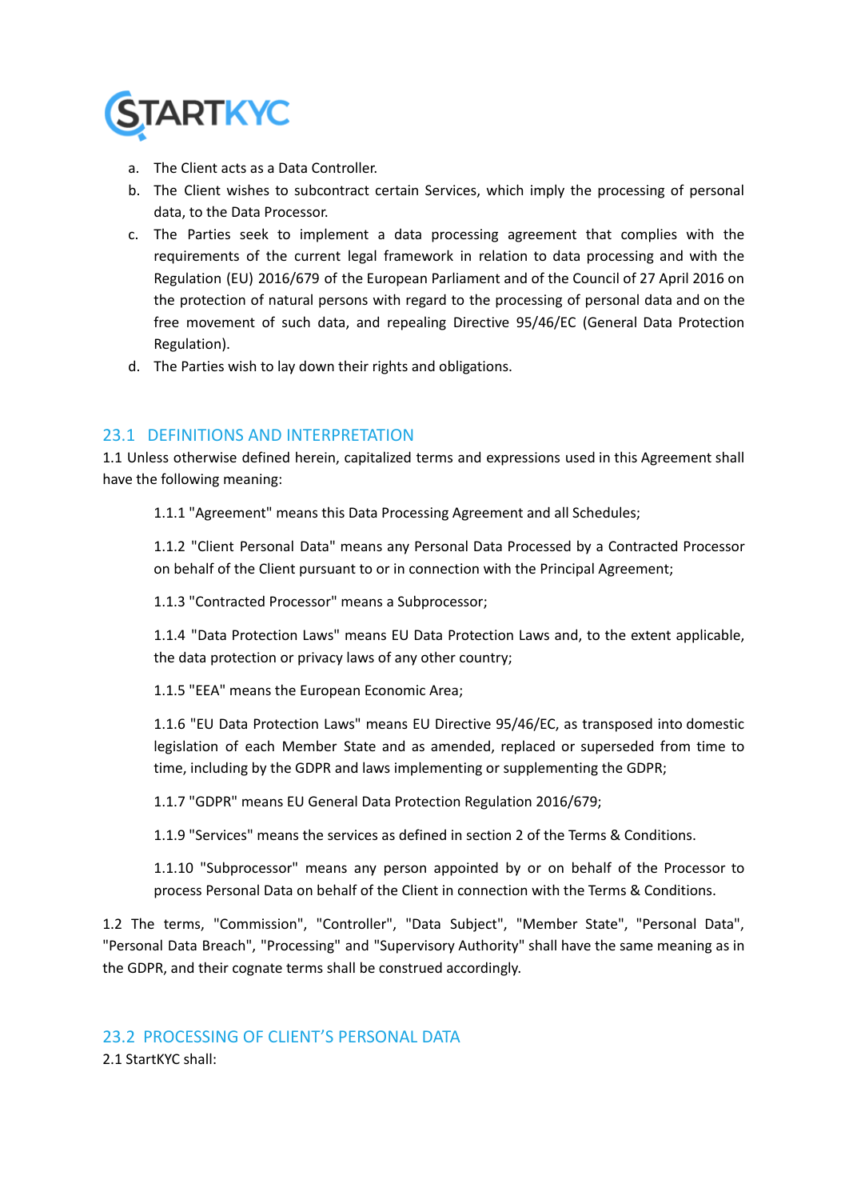a. The Client acts as a Data Controller.
b. The Client wishes to subcontract certain Services, which imply the processing of personal data, to the Data Processor.
c. The Parties seek to implement a data processing agreement that complies with the requirements of the current legal framework in relation to data processing and with the Regulation (EU) 2016/679 of the European Parliament and of the Council of 27 April 2016 on the protection of natural persons with regard to the processing of personal data and on the free movement of such data, and repealing Directive 95/46/EC (General Data Protection Regulation).
d. The Parties wish to lay down their rights and obligations.

## 23.1 DEFINITIONS AND INTERPRETATION

1.1 Unless otherwise defined herein, capitalized terms and expressions used in this Agreement shall have the following meaning:

1.1.1 "Agreement" means this Data Processing Agreement and all Schedules;

1.1.2 "Client Personal Data" means any Personal Data Processed by a Contracted Processor on behalf of the Client pursuant to or in connection with the Principal Agreement;

1.1.3 "Contracted Processor" means a Subprocessor;

1.1.4 "Data Protection Laws" means EU Data Protection Laws and, to the extent applicable, the data protection or privacy laws of any other country;

1.1.5 "EEA" means the European Economic Area;

1.1.6 "EU Data Protection Laws" means EU Directive 95/46/EC, as transposed into domestic legislation of each Member State and as amended, replaced or superseded from time to time, including by the GDPR and laws implementing or supplementing the GDPR;

1.1.7 "GDPR" means EU General Data Protection Regulation 2016/679;

1.1.9 "Services" means the services as defined in section 2 of the Terms & Conditions.

1.1.10 "Subprocessor" means any person appointed by or on behalf of the Processor to process Personal Data on behalf of the Client in connection with the Terms & Conditions.

1.2 The terms, "Commission", "Controller", "Data Subject", "Member State", "Personal Data", "Personal Data Breach", "Processing" and "Supervisory Authority" shall have the same meaning as in the GDPR, and their cognate terms shall be construed accordingly.

## 23.2 PROCESSING OF CLIENT'S PERSONAL DATA

2.1 StartKYC shall: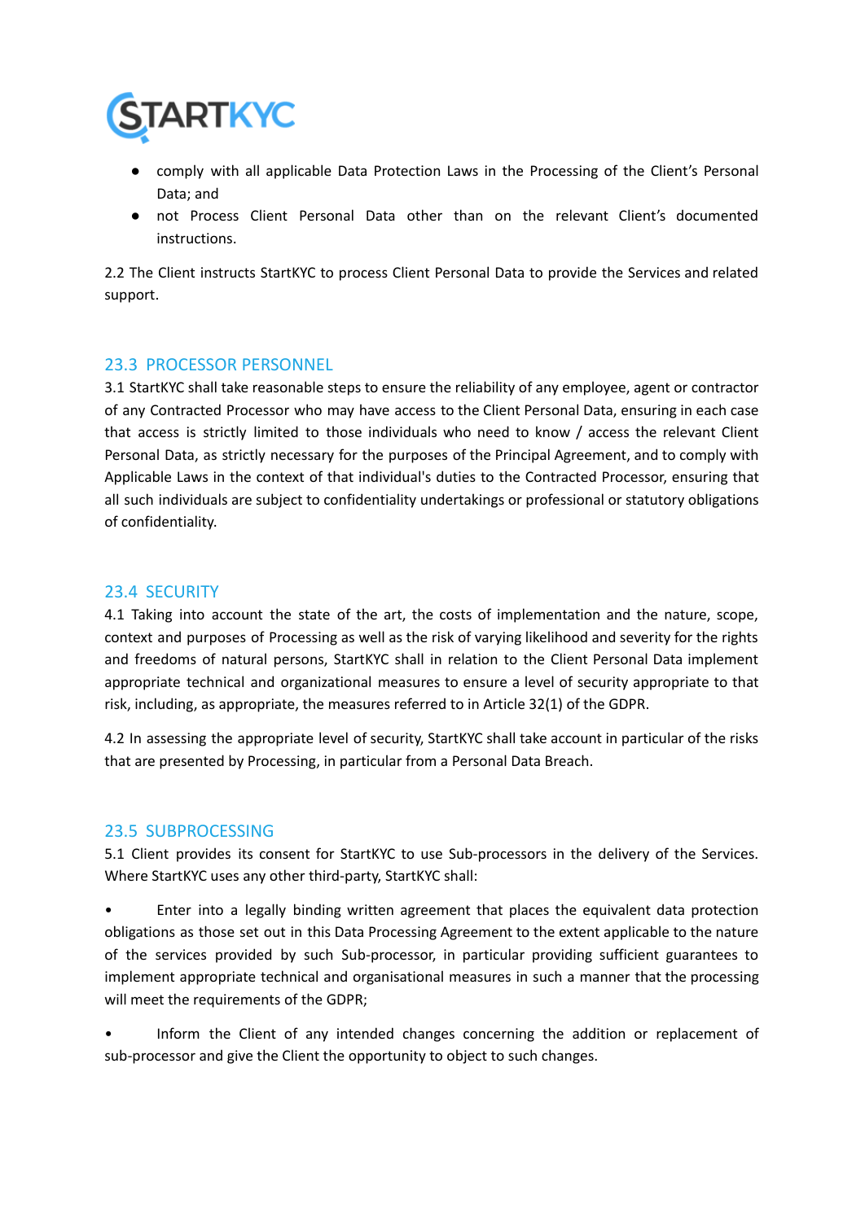- comply with all applicable Data Protection Laws in the Processing of the Client's Personal Data; and
- not Process Client Personal Data other than on the relevant Client's documented instructions.

2.2 The Client instructs StartKYC to process Client Personal Data to provide the Services and related support.

## 23.3 PROCESSOR PERSONNEL

3.1 StartKYC shall take reasonable steps to ensure the reliability of any employee, agent or contractor of any Contracted Processor who may have access to the Client Personal Data, ensuring in each case that access is strictly limited to those individuals who need to know / access the relevant Client Personal Data, as strictly necessary for the purposes of the Principal Agreement, and to comply with Applicable Laws in the context of that individual's duties to the Contracted Processor, ensuring that all such individuals are subject to confidentiality undertakings or professional or statutory obligations of confidentiality.

## 23.4 SECURITY

4.1 Taking into account the state of the art, the costs of implementation and the nature, scope, context and purposes of Processing as well as the risk of varying likelihood and severity for the rights and freedoms of natural persons, StartKYC shall in relation to the Client Personal Data implement appropriate technical and organizational measures to ensure a level of security appropriate to that risk, including, as appropriate, the measures referred to in Article 32(1) of the GDPR.

4.2 In assessing the appropriate level of security, StartKYC shall take account in particular of the risks that are presented by Processing, in particular from a Personal Data Breach.

## 23.5 SUBPROCESSING

5.1 Client provides its consent for StartKYC to use Sub-processors in the delivery of the Services. Where StartKYC uses any other third-party, StartKYC shall:

- Enter into a legally binding written agreement that places the equivalent data protection obligations as those set out in this Data Processing Agreement to the extent applicable to the nature of the services provided by such Sub-processor, in particular providing sufficient guarantees to implement appropriate technical and organisational measures in such a manner that the processing will meet the requirements of the GDPR;
- Inform the Client of any intended changes concerning the addition or replacement of sub-processor and give the Client the opportunity to object to such changes.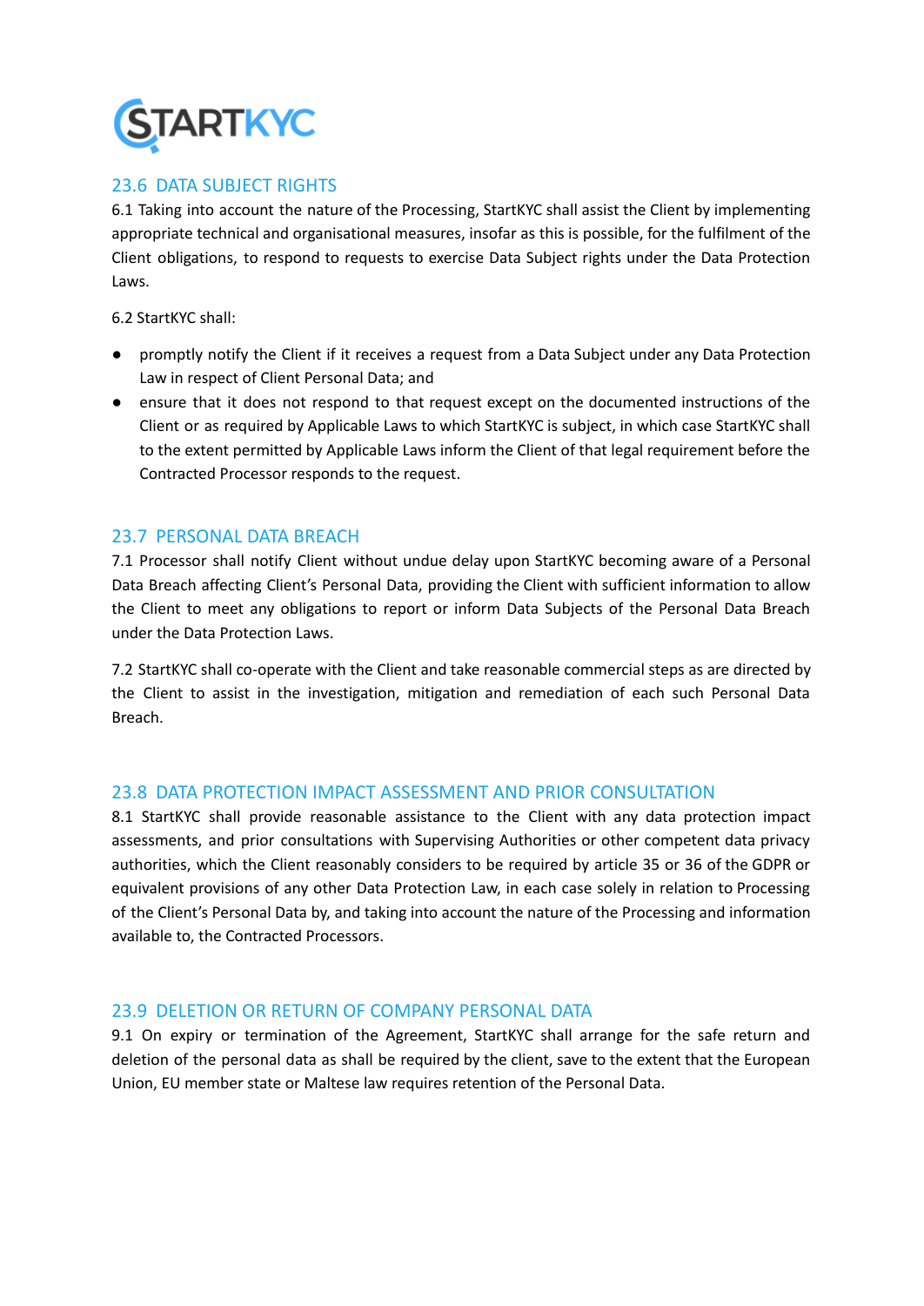## 23.6 DATA SUBJECT RIGHTS

6.1 Taking into account the nature of the Processing, StartKYC shall assist the Client by implementing appropriate technical and organisational measures, insofar as this is possible, for the fulfilment of the Client obligations, to respond to requests to exercise Data Subject rights under the Data Protection Laws.

6.2 StartKYC shall:

- promptly notify the Client if it receives a request from a Data Subject under any Data Protection Law in respect of Client Personal Data; and
- ensure that it does not respond to that request except on the documented instructions of the Client or as required by Applicable Laws to which StartKYC is subject, in which case StartKYC shall to the extent permitted by Applicable Laws inform the Client of that legal requirement before the Contracted Processor responds to the request.

## 23.7 PERSONAL DATA BREACH

7.1 Processor shall notify Client without undue delay upon StartKYC becoming aware of a Personal Data Breach affecting Client's Personal Data, providing the Client with sufficient information to allow the Client to meet any obligations to report or inform Data Subjects of the Personal Data Breach under the Data Protection Laws.

7.2 StartKYC shall co-operate with the Client and take reasonable commercial steps as are directed by the Client to assist in the investigation, mitigation and remediation of each such Personal Data Breach.

## 23.8 DATA PROTECTION IMPACT ASSESSMENT AND PRIOR CONSULTATION

8.1 StartKYC shall provide reasonable assistance to the Client with any data protection impact assessments, and prior consultations with Supervising Authorities or other competent data privacy authorities, which the Client reasonably considers to be required by article 35 or 36 of the GDPR or equivalent provisions of any other Data Protection Law, in each case solely in relation to Processing of the Client's Personal Data by, and taking into account the nature of the Processing and information available to, the Contracted Processors.

## 23.9 DELETION OR RETURN OF COMPANY PERSONAL DATA

9.1 On expiry or termination of the Agreement, StartKYC shall arrange for the safe return and deletion of the personal data as shall be required by the client, save to the extent that the European Union, EU member state or Maltese law requires retention of the Personal Data.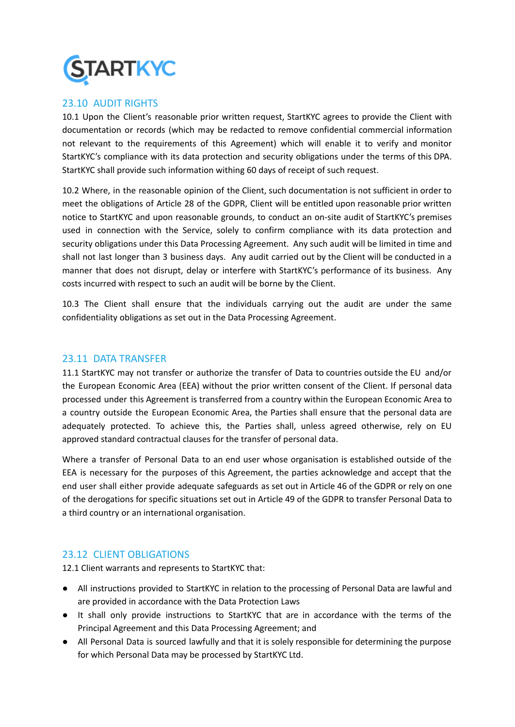## 23.10 AUDIT RIGHTS

10.1 Upon the Client's reasonable prior written request, StartKYC agrees to provide the Client with documentation or records (which may be redacted to remove confidential commercial information not relevant to the requirements of this Agreement) which will enable it to verify and monitor StartKYC's compliance with its data protection and security obligations under the terms of this DPA. StartKYC shall provide such information withing 60 days of receipt of such request.

10.2 Where, in the reasonable opinion of the Client, such documentation is not sufficient in order to meet the obligations of Article 28 of the GDPR, Client will be entitled upon reasonable prior written notice to StartKYC and upon reasonable grounds, to conduct an on-site audit of StartKYC's premises used in connection with the Service, solely to confirm compliance with its data protection and security obligations under this Data Processing Agreement. Any such audit will be limited in time and shall not last longer than 3 business days. Any audit carried out by the Client will be conducted in a manner that does not disrupt, delay or interfere with StartKYC's performance of its business. Any costs incurred with respect to such an audit will be borne by the Client.

10.3 The Client shall ensure that the individuals carrying out the audit are under the same confidentiality obligations as set out in the Data Processing Agreement.

## 23.11 DATA TRANSFER

11.1 StartKYC may not transfer or authorize the transfer of Data to countries outside the EU and/or the European Economic Area (EEA) without the prior written consent of the Client. If personal data processed under this Agreement is transferred from a country within the European Economic Area to a country outside the European Economic Area, the Parties shall ensure that the personal data are adequately protected. To achieve this, the Parties shall, unless agreed otherwise, rely on EU approved standard contractual clauses for the transfer of personal data.

Where a transfer of Personal Data to an end user whose organisation is established outside of the EEA is necessary for the purposes of this Agreement, the parties acknowledge and accept that the end user shall either provide adequate safeguards as set out in Article 46 of the GDPR or rely on one of the derogations for specific situations set out in Article 49 of the GDPR to transfer Personal Data to a third country or an international organisation.

## 23.12 CLIENT OBLIGATIONS

12.1 Client warrants and represents to StartKYC that:

- All instructions provided to StartKYC in relation to the processing of Personal Data are lawful and are provided in accordance with the Data Protection Laws
- It shall only provide instructions to StartKYC that are in accordance with the terms of the Principal Agreement and this Data Processing Agreement; and
- All Personal Data is sourced lawfully and that it is solely responsible for determining the purpose for which Personal Data may be processed by StartKYC Ltd.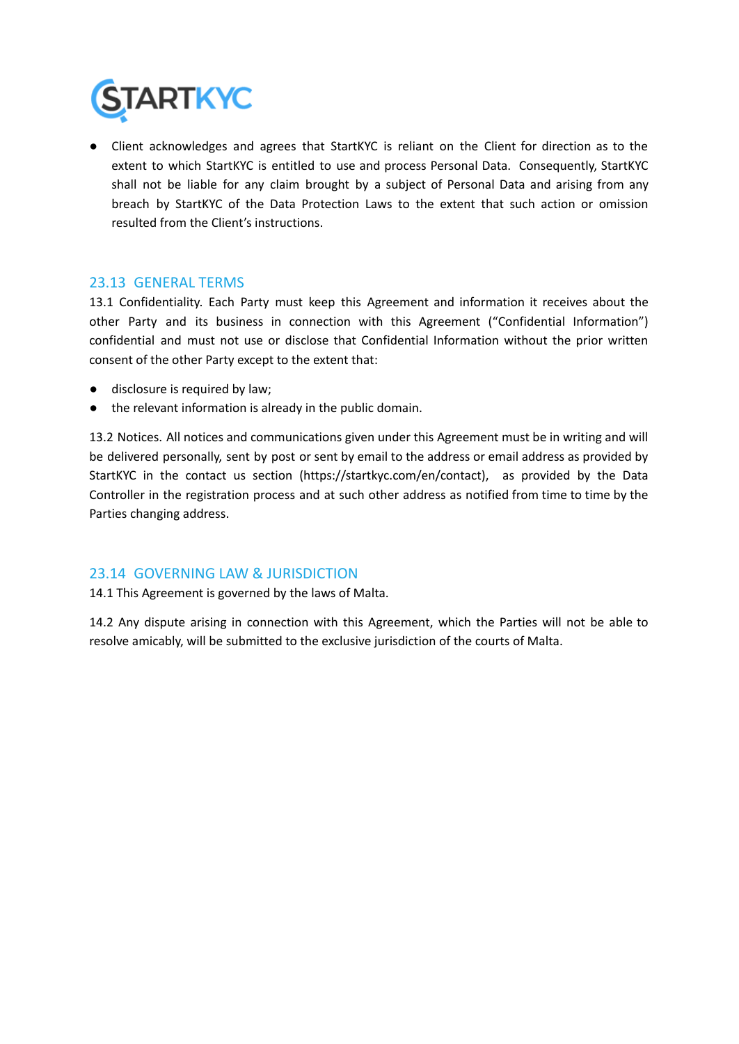- Client acknowledges and agrees that StartKYC is reliant on the Client for direction as to the extent to which StartKYC is entitled to use and process Personal Data. Consequently, StartKYC shall not be liable for any claim brought by a subject of Personal Data and arising from any breach by StartKYC of the Data Protection Laws to the extent that such action or omission resulted from the Client's instructions.

## 23.13 GENERAL TERMS

13.1 Confidentiality. Each Party must keep this Agreement and information it receives about the other Party and its business in connection with this Agreement ("Confidential Information") confidential and must not use or disclose that Confidential Information without the prior written consent of the other Party except to the extent that:

- disclosure is required by law;
- the relevant information is already in the public domain.

13.2 Notices. All notices and communications given under this Agreement must be in writing and will be delivered personally, sent by post or sent by email to the address or email address as provided by StartKYC in the contact us section (https://startkyc.com/en/contact), as provided by the Data Controller in the registration process and at such other address as notified from time to time by the Parties changing address.

## 23.14 GOVERNING LAW & JURISDICTION

14.1 This Agreement is governed by the laws of Malta.

14.2 Any dispute arising in connection with this Agreement, which the Parties will not be able to resolve amicably, will be submitted to the exclusive jurisdiction of the courts of Malta.